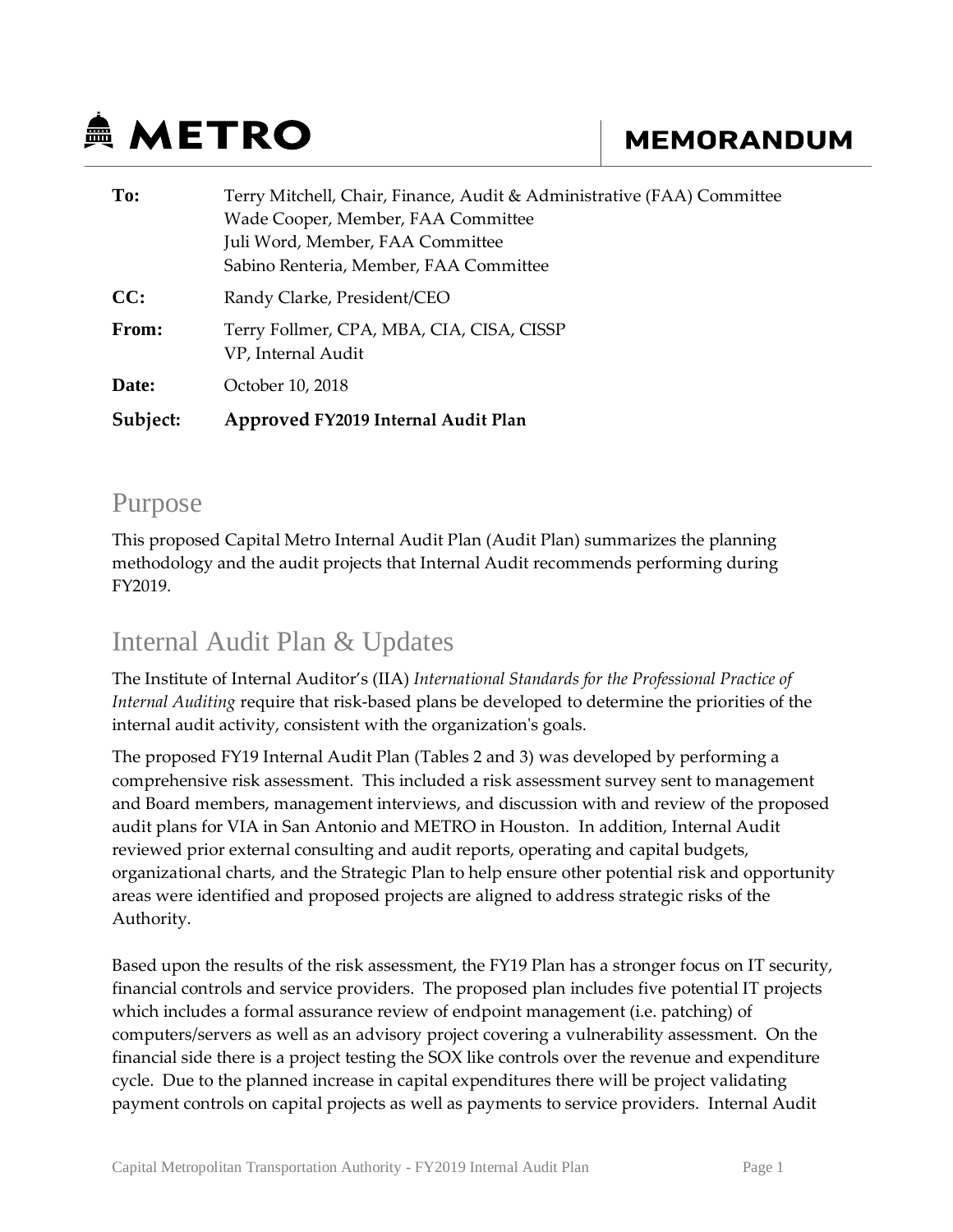# METRO MEMORANDUM

| | |
|---|---|
| **To:** | Terry Mitchell, Chair, Finance, Audit & Administrative (FAA) Committee<br>Wade Cooper, Member, FAA Committee<br>Juli Word, Member, FAA Committee<br>Sabino Renteria, Member, FAA Committee |
| **CC:** | Randy Clarke, President/CEO |
| **From:** | Terry Follmer, CPA, MBA, CIA, CISA, CISSP<br>VP, Internal Audit |
| **Date:** | October 10, 2018 |
| **Subject:** | **Approved FY2019 Internal Audit Plan** |

## Purpose

This proposed Capital Metro Internal Audit Plan (Audit Plan) summarizes the planning methodology and the audit projects that Internal Audit recommends performing during FY2019.

## Internal Audit Plan & Updates

The Institute of Internal Auditor's (IIA) *International Standards for the Professional Practice of Internal Auditing* require that risk-based plans be developed to determine the priorities of the internal audit activity, consistent with the organization's goals.

The proposed FY19 Internal Audit Plan (Tables 2 and 3) was developed by performing a comprehensive risk assessment. This included a risk assessment survey sent to management and Board members, management interviews, and discussion with and review of the proposed audit plans for VIA in San Antonio and METRO in Houston. In addition, Internal Audit reviewed prior external consulting and audit reports, operating and capital budgets, organizational charts, and the Strategic Plan to help ensure other potential risk and opportunity areas were identified and proposed projects are aligned to address strategic risks of the Authority.

Based upon the results of the risk assessment, the FY19 Plan has a stronger focus on IT security, financial controls and service providers. The proposed plan includes five potential IT projects which includes a formal assurance review of endpoint management (i.e. patching) of computers/servers as well as an advisory project covering a vulnerability assessment. On the financial side there is a project testing the SOX like controls over the revenue and expenditure cycle. Due to the planned increase in capital expenditures there will be project validating payment controls on capital projects as well as payments to service providers. Internal Audit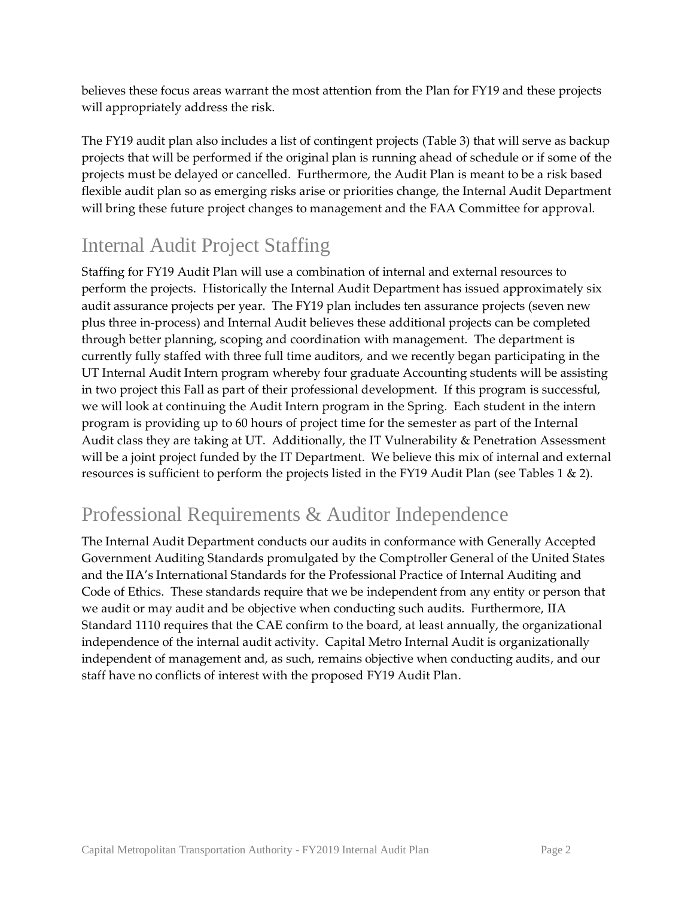believes these focus areas warrant the most attention from the Plan for FY19 and these projects will appropriately address the risk.

The FY19 audit plan also includes a list of contingent projects (Table 3) that will serve as backup projects that will be performed if the original plan is running ahead of schedule or if some of the projects must be delayed or cancelled. Furthermore, the Audit Plan is meant to be a risk based flexible audit plan so as emerging risks arise or priorities change, the Internal Audit Department will bring these future project changes to management and the FAA Committee for approval.

## Internal Audit Project Staffing

Staffing for FY19 Audit Plan will use a combination of internal and external resources to perform the projects. Historically the Internal Audit Department has issued approximately six audit assurance projects per year. The FY19 plan includes ten assurance projects (seven new plus three in-process) and Internal Audit believes these additional projects can be completed through better planning, scoping and coordination with management. The department is currently fully staffed with three full time auditors, and we recently began participating in the UT Internal Audit Intern program whereby four graduate Accounting students will be assisting in two project this Fall as part of their professional development. If this program is successful, we will look at continuing the Audit Intern program in the Spring. Each student in the intern program is providing up to 60 hours of project time for the semester as part of the Internal Audit class they are taking at UT. Additionally, the IT Vulnerability & Penetration Assessment will be a joint project funded by the IT Department. We believe this mix of internal and external resources is sufficient to perform the projects listed in the FY19 Audit Plan (see Tables 1 & 2).

## Professional Requirements & Auditor Independence

The Internal Audit Department conducts our audits in conformance with Generally Accepted Government Auditing Standards promulgated by the Comptroller General of the United States and the IIA's International Standards for the Professional Practice of Internal Auditing and Code of Ethics. These standards require that we be independent from any entity or person that we audit or may audit and be objective when conducting such audits. Furthermore, IIA Standard 1110 requires that the CAE confirm to the board, at least annually, the organizational independence of the internal audit activity. Capital Metro Internal Audit is organizationally independent of management and, as such, remains objective when conducting audits, and our staff have no conflicts of interest with the proposed FY19 Audit Plan.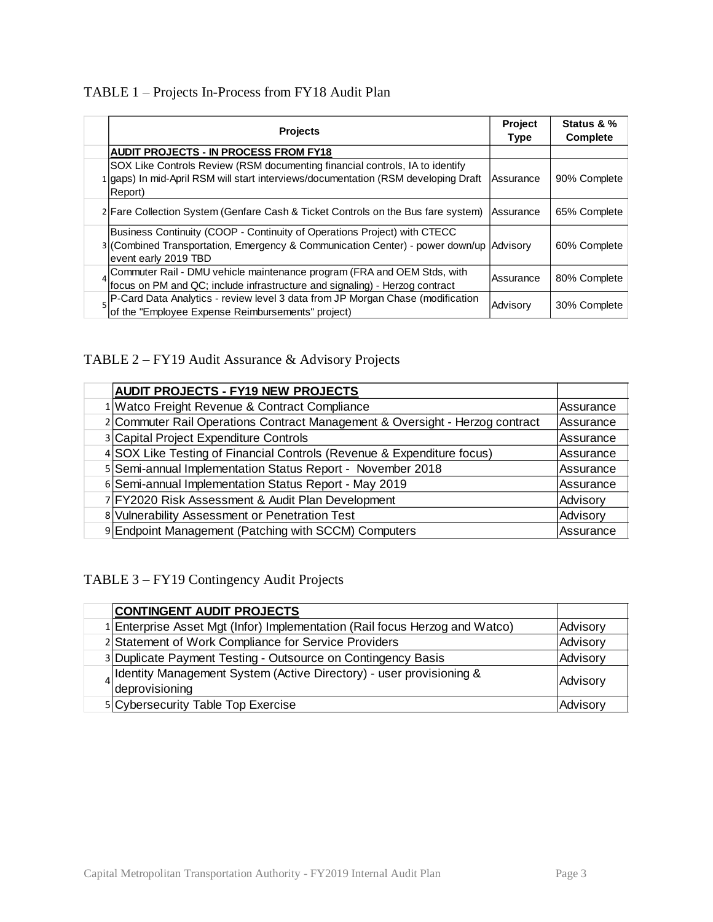TABLE 1 – Projects In-Process from FY18 Audit Plan

| | Projects | Project Type | Status & % Complete |
|---|---|---|---|
| | **AUDIT PROJECTS - IN PROCESS FROM FY18** | | |
| 1 | SOX Like Controls Review (RSM documenting financial controls, IA to identify gaps) In mid-April RSM will start interviews/documentation (RSM developing Draft Report) | Assurance | 90% Complete |
| 2 | Fare Collection System (Genfare Cash & Ticket Controls on the Bus fare system) | Assurance | 65% Complete |
| 3 | Business Continuity (COOP - Continuity of Operations Project) with CTECC (Combined Transportation, Emergency & Communication Center) - power down/up event early 2019 TBD | Advisory | 60% Complete |
| 4 | Commuter Rail - DMU vehicle maintenance program (FRA and OEM Stds, with focus on PM and QC; include infrastructure and signaling) - Herzog contract | Assurance | 80% Complete |
| 5 | P-Card Data Analytics - review level 3 data from JP Morgan Chase (modification of the "Employee Expense Reimbursements" project) | Advisory | 30% Complete |

TABLE 2 – FY19 Audit Assurance & Advisory Projects

| | **AUDIT PROJECTS - FY19 NEW PROJECTS** | |
|---|---|---|
| 1 | Watco Freight Revenue & Contract Compliance | Assurance |
| 2 | Commuter Rail Operations Contract Management & Oversight - Herzog contract | Assurance |
| 3 | Capital Project Expenditure Controls | Assurance |
| 4 | SOX Like Testing of Financial Controls (Revenue & Expenditure focus) | Assurance |
| 5 | Semi-annual Implementation Status Report - November 2018 | Assurance |
| 6 | Semi-annual Implementation Status Report - May 2019 | Assurance |
| 7 | FY2020 Risk Assessment & Audit Plan Development | Advisory |
| 8 | Vulnerability Assessment or Penetration Test | Advisory |
| 9 | Endpoint Management (Patching with SCCM) Computers | Assurance |

TABLE 3 – FY19 Contingency Audit Projects

| | **CONTINGENT AUDIT PROJECTS** | |
|---|---|---|
| 1 | Enterprise Asset Mgt (Infor) Implementation (Rail focus Herzog and Watco) | Advisory |
| 2 | Statement of Work Compliance for Service Providers | Advisory |
| 3 | Duplicate Payment Testing - Outsource on Contingency Basis | Advisory |
| 4 | Identity Management System (Active Directory) - user provisioning & deprovisioning | Advisory |
| 5 | Cybersecurity Table Top Exercise | Advisory |